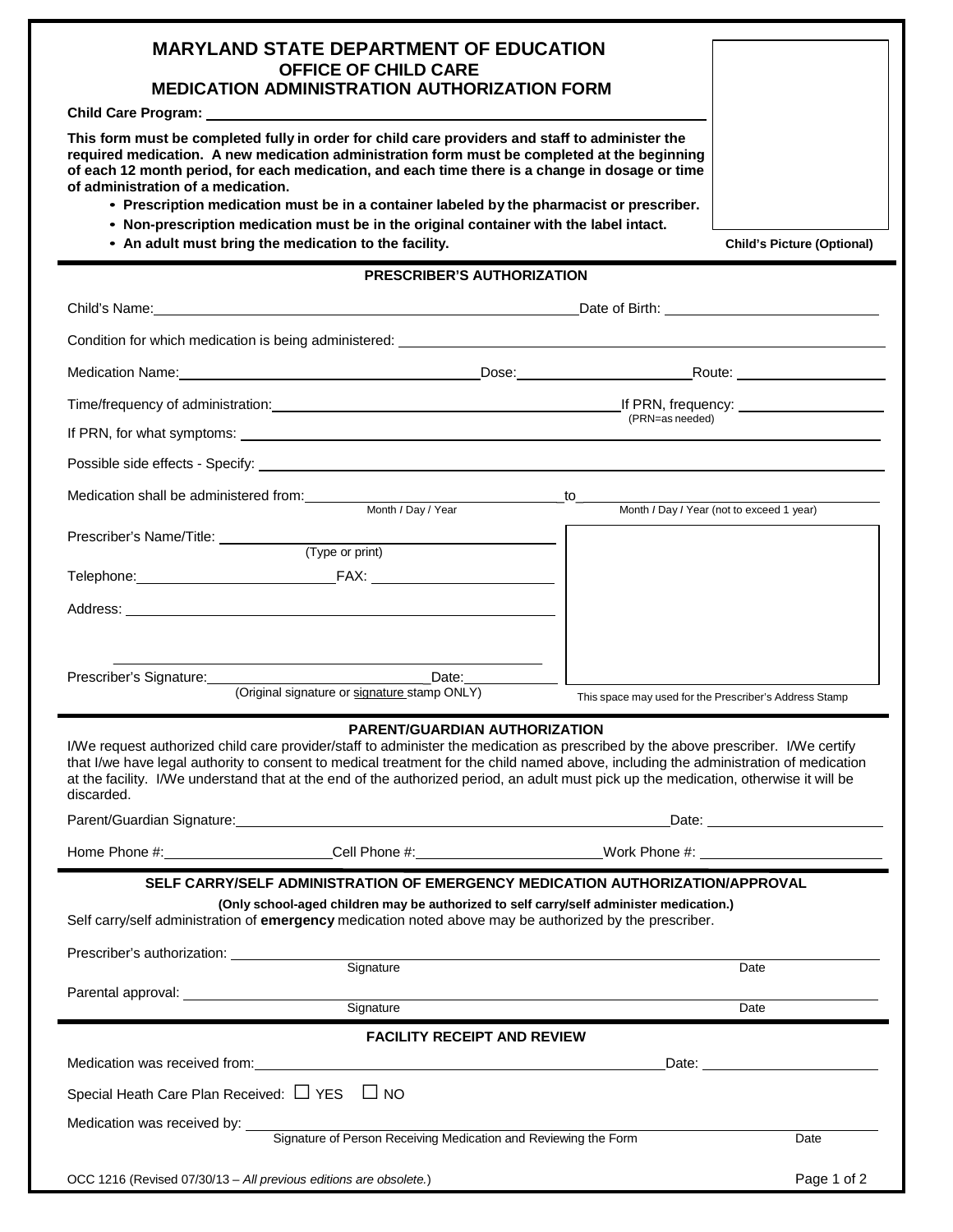# MARYLAND STATE DEPARTMENT OF EDUCATION
## OFFICE OF CHILD CARE
## MEDICATION ADMINISTRATION AUTHORIZATION FORM

**Child Care Program:** ______________________________

**This form must be completed fully in order for child care providers and staff to administer the required medication. A new medication administration form must be completed at the beginning of each 12 month period, for each medication, and each time there is a change in dosage or time of administration of a medication.**

- **Prescription medication must be in a container labeled by the pharmacist or prescriber.**
- **Non-prescription medication must be in the original container with the label intact.**
- **An adult must bring the medication to the facility.**

**Child's Picture (Optional)**

### PRESCRIBER'S AUTHORIZATION

Child's Name: ______________________________ Date of Birth: ______________________________

Condition for which medication is being administered: ______________________________

Medication Name: ______________________________ Dose: ______________ Route: ______________

Time/frequency of administration: ______________________________ If PRN, frequency: ______________ (PRN=as needed)

If PRN, for what symptoms: ______________________________

Possible side effects - Specify: ______________________________

Medication shall be administered from: ______________ to ______________
Month / Day / Year — Month / Day / Year (not to exceed 1 year)

Prescriber's Name/Title: ______________________________
(Type or print)

Telephone: ______________ FAX: ______________

Address: ______________________________

Prescriber's Signature: ______________________________ Date: ______________
(Original signature or signature stamp ONLY)

This space may used for the Prescriber's Address Stamp

### PARENT/GUARDIAN AUTHORIZATION

I/We request authorized child care provider/staff to administer the medication as prescribed by the above prescriber. I/We certify that I/we have legal authority to consent to medical treatment for the child named above, including the administration of medication at the facility. I/We understand that at the end of the authorized period, an adult must pick up the medication, otherwise it will be discarded.

Parent/Guardian Signature: ______________________________ Date: ______________

Home Phone #: ______________ Cell Phone #: ______________ Work Phone #: ______________

### SELF CARRY/SELF ADMINISTRATION OF EMERGENCY MEDICATION AUTHORIZATION/APPROVAL

**(Only school-aged children may be authorized to self carry/self administer medication.)**

Self carry/self administration of **emergency** medication noted above may be authorized by the prescriber.

Prescriber's authorization: ______________________________ ______________
Signature — Date

Parental approval: ______________________________ ______________
Signature — Date

### FACILITY RECEIPT AND REVIEW

Medication was received from: ______________________________ Date: ______________

Special Heath Care Plan Received: ☐ YES ☐ NO

Medication was received by: ______________________________ ______________
Signature of Person Receiving Medication and Reviewing the Form — Date

OCC 1216 (Revised 07/30/13 – *All previous editions are obsolete.*)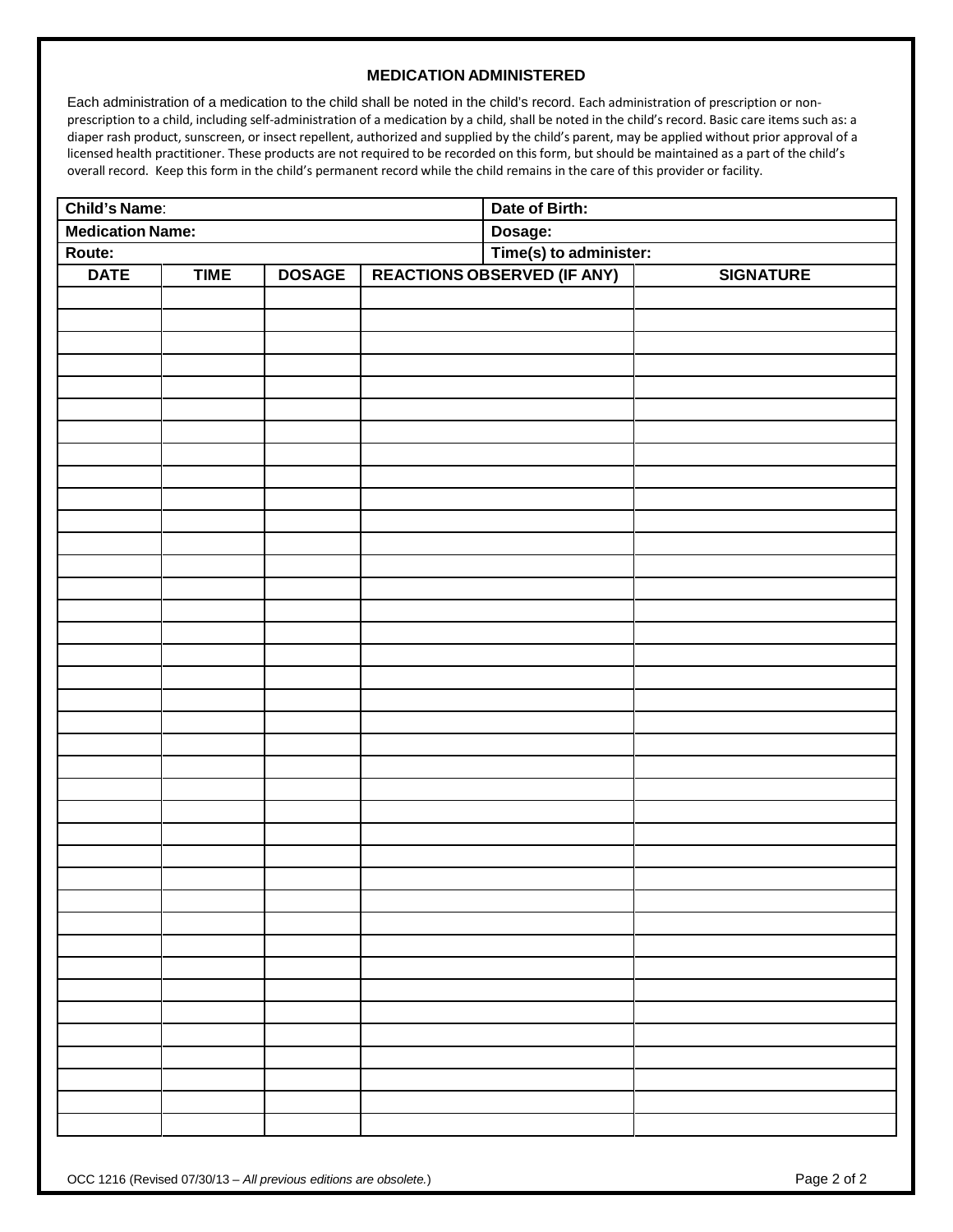## MEDICATION ADMINISTERED

Each administration of a medication to the child shall be noted in the child's record. Each administration of prescription or non-prescription to a child, including self-administration of a medication by a child, shall be noted in the child's record. Basic care items such as: a diaper rash product, sunscreen, or insect repellent, authorized and supplied by the child's parent, may be applied without prior approval of a licensed health practitioner. These products are not required to be recorded on this form, but should be maintained as a part of the child's overall record. Keep this form in the child's permanent record while the child remains in the care of this provider or facility.

| | |
|---|---|
| **Child's Name**: | **Date of Birth:** |
| **Medication Name:** | **Dosage:** |
| **Route:** | **Time(s) to administer:** |

| DATE | TIME | DOSAGE | REACTIONS OBSERVED (IF ANY) | SIGNATURE |
|---|---|---|---|---|
| | | | | |
| | | | | |
| | | | | |
| | | | | |
| | | | | |
| | | | | |
| | | | | |
| | | | | |
| | | | | |
| | | | | |
| | | | | |
| | | | | |
| | | | | |
| | | | | |
| | | | | |
| | | | | |
| | | | | |
| | | | | |
| | | | | |
| | | | | |
| | | | | |
| | | | | |
| | | | | |
| | | | | |
| | | | | |
| | | | | |
| | | | | |
| | | | | |
| | | | | |
| | | | | |
| | | | | |
| | | | | |
| | | | | |
| | | | | |
| | | | | |
| | | | | |
| | | | | |
| | | | | |
| | | | | |
| | | | | |
| | | | | |
| | | | | |
| | | | | |

OCC 1216 (Revised 07/30/13 – *All previous editions are obsolete.*)